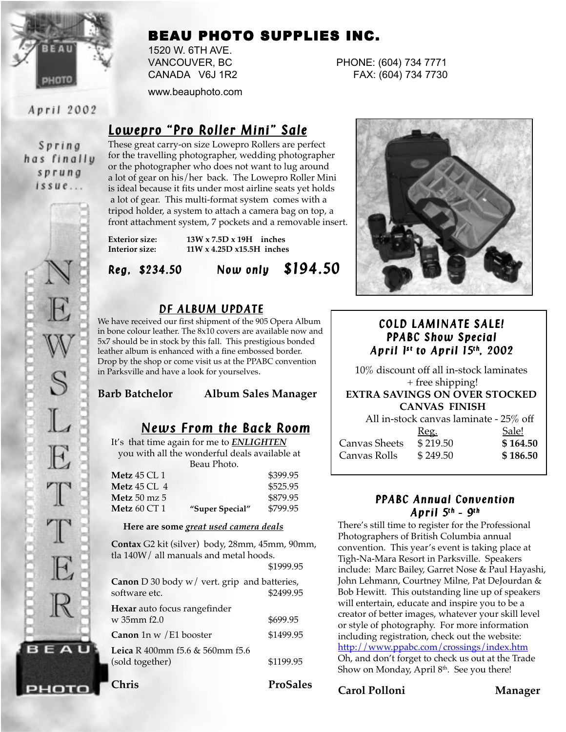# BEAU PHOTO SUPPLIES INC.

1520 W. 6TH AVE.
VANCOUVER, BC
CANADA V6J 1R2

PHONE: (604) 734 7771
FAX: (604) 734 7730

www.beauphoto.com

April 2002

Spring has finally sprung issue...

NEWSLETTER

## Lowepro "Pro Roller Mini" Sale

These great carry-on size Lowepro Rollers are perfect for the travelling photographer, wedding photographer or the photographer who does not want to lug around a lot of gear on his/her back. The Lowepro Roller Mini is ideal because it fits under most airline seats yet holds a lot of gear. This multi-format system comes with a tripod holder, a system to attach a camera bag on top, a front attachment system, 7 pockets and a removable insert.

**Exterior size:** 13W x 7.5D x 19H inches
**Interior size:** 11W x 4.25D x15.5H inches

**Reg. $234.50** **Now only $194.50**

## DF ALBUM UPDATE

We have received our first shipment of the 905 Opera Album in bone colour leather. The 8x10 covers are available now and 5x7 should be in stock by this fall. This prestigious bonded leather album is enhanced with a fine embossed border. Drop by the shop or come visit us at the PPABC convention in Parksville and have a look for yourselves.

**Barb Batchelor** **Album Sales Manager**

## News From the Back Room

It's that time again for me to ***ENLIGHTEN*** you with all the wonderful deals available at Beau Photo.

| | | |
|---|---|---|
| **Metz** 45 CL 1 | | $399.95 |
| **Metz** 45 CL 4 | | $525.95 |
| **Metz** 50 mz 5 | | $879.95 |
| **Metz** 60 CT 1 | **"Super Special"** | $799.95 |

**Here are some *great used camera deals***

| | |
|---|---|
| **Contax** G2 kit (silver) body, 28mm, 45mm, 90mm, tla 140W/ all manuals and metal hoods. | $1999.95 |
| **Canon** D 30 body w/ vert. grip and batteries, software etc. | $2499.95 |
| **Hexar** auto focus rangefinder w 35mm f2.0 | $699.95 |
| **Canon** 1n w /E1 booster | $1499.95 |
| **Leica** R 400mm f5.6 & 560mm f5.6 (sold together) | $1199.95 |

**Chris** **ProSales**

## COLD LAMINATE SALE! PPABC Show Special April 1st to April 15th, 2002

10% discount off all in-stock laminates + free shipping!

**EXTRA SAVINGS ON OVER STOCKED CANVAS FINISH**

All in-stock canvas laminate - 25% off

| | Reg. | Sale! |
|---|---|---|
| Canvas Sheets | $ 219.50 | **$ 164.50** |
| Canvas Rolls | $ 249.50 | **$ 186.50** |

## PPABC Annual Convention April 5th - 9th

There's still time to register for the Professional Photographers of British Columbia annual convention. This year's event is taking place at Tigh-Na-Mara Resort in Parksville. Speakers include: Marc Bailey, Garret Nose & Paul Hayashi, John Lehmann, Courtney Milne, Pat DeJourdan & Bob Hewitt. This outstanding line up of speakers will entertain, educate and inspire you to be a creator of better images, whatever your skill level or style of photography. For more information including registration, check out the website: http://www.ppabc.com/crossings/index.htm
Oh, and don't forget to check us out at the Trade Show on Monday, April 8th. See you there!

**Carol Polloni** **Manager**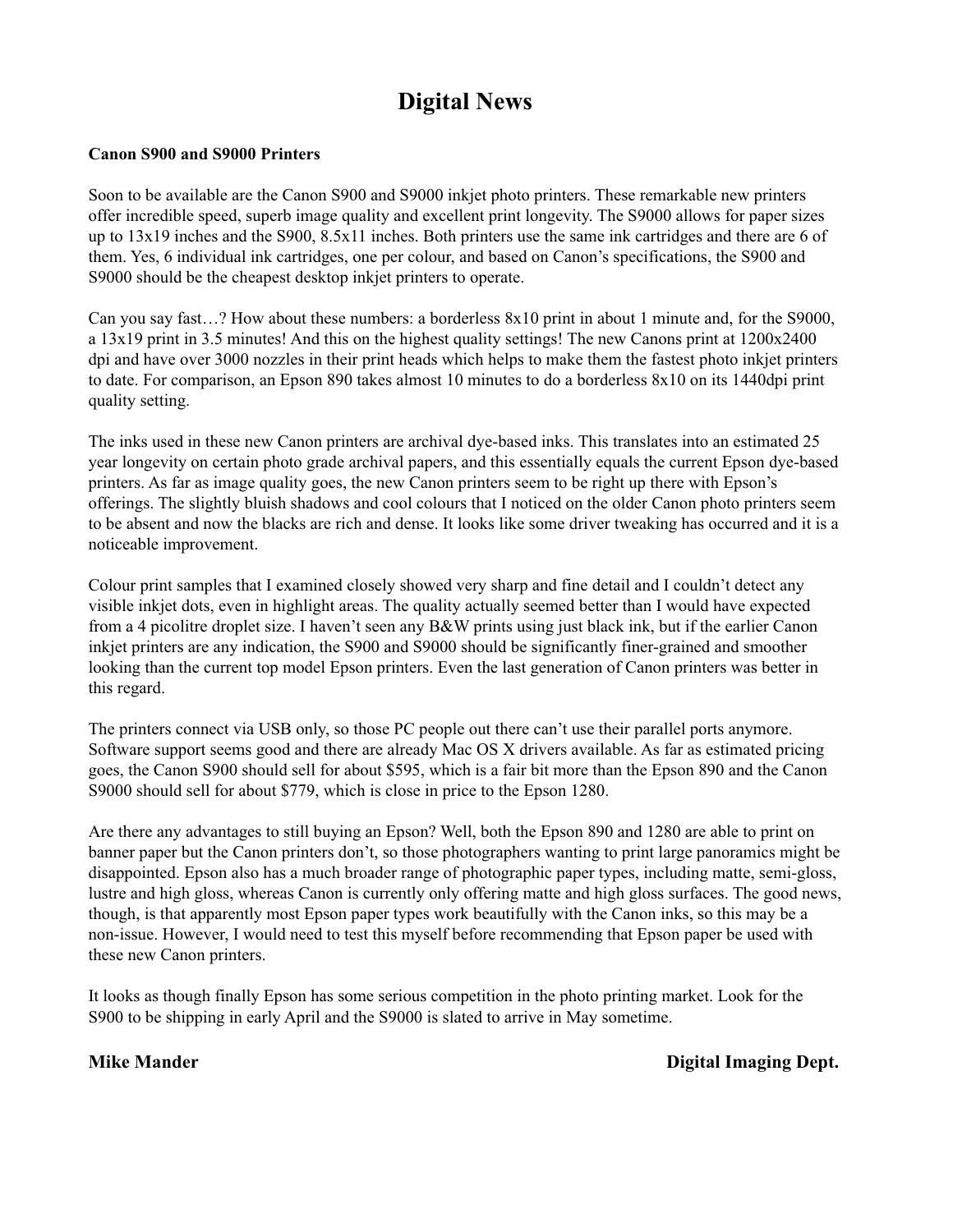# Digital News

**Canon S900 and S9000 Printers**

Soon to be available are the Canon S900 and S9000 inkjet photo printers. These remarkable new printers offer incredible speed, superb image quality and excellent print longevity. The S9000 allows for paper sizes up to 13x19 inches and the S900, 8.5x11 inches. Both printers use the same ink cartridges and there are 6 of them. Yes, 6 individual ink cartridges, one per colour, and based on Canon's specifications, the S900 and S9000 should be the cheapest desktop inkjet printers to operate.

Can you say fast…? How about these numbers: a borderless 8x10 print in about 1 minute and, for the S9000, a 13x19 print in 3.5 minutes! And this on the highest quality settings! The new Canons print at 1200x2400 dpi and have over 3000 nozzles in their print heads which helps to make them the fastest photo inkjet printers to date. For comparison, an Epson 890 takes almost 10 minutes to do a borderless 8x10 on its 1440dpi print quality setting.

The inks used in these new Canon printers are archival dye-based inks. This translates into an estimated 25 year longevity on certain photo grade archival papers, and this essentially equals the current Epson dye-based printers. As far as image quality goes, the new Canon printers seem to be right up there with Epson's offerings. The slightly bluish shadows and cool colours that I noticed on the older Canon photo printers seem to be absent and now the blacks are rich and dense. It looks like some driver tweaking has occurred and it is a noticeable improvement.

Colour print samples that I examined closely showed very sharp and fine detail and I couldn't detect any visible inkjet dots, even in highlight areas. The quality actually seemed better than I would have expected from a 4 picolitre droplet size. I haven't seen any B&W prints using just black ink, but if the earlier Canon inkjet printers are any indication, the S900 and S9000 should be significantly finer-grained and smoother looking than the current top model Epson printers. Even the last generation of Canon printers was better in this regard.

The printers connect via USB only, so those PC people out there can't use their parallel ports anymore. Software support seems good and there are already Mac OS X drivers available. As far as estimated pricing goes, the Canon S900 should sell for about $595, which is a fair bit more than the Epson 890 and the Canon S9000 should sell for about $779, which is close in price to the Epson 1280.

Are there any advantages to still buying an Epson? Well, both the Epson 890 and 1280 are able to print on banner paper but the Canon printers don't, so those photographers wanting to print large panoramics might be disappointed. Epson also has a much broader range of photographic paper types, including matte, semi-gloss, lustre and high gloss, whereas Canon is currently only offering matte and high gloss surfaces. The good news, though, is that apparently most Epson paper types work beautifully with the Canon inks, so this may be a non-issue. However, I would need to test this myself before recommending that Epson paper be used with these new Canon printers.

It looks as though finally Epson has some serious competition in the photo printing market. Look for the S900 to be shipping in early April and the S9000 is slated to arrive in May sometime.

**Mike Mander** **Digital Imaging Dept.**